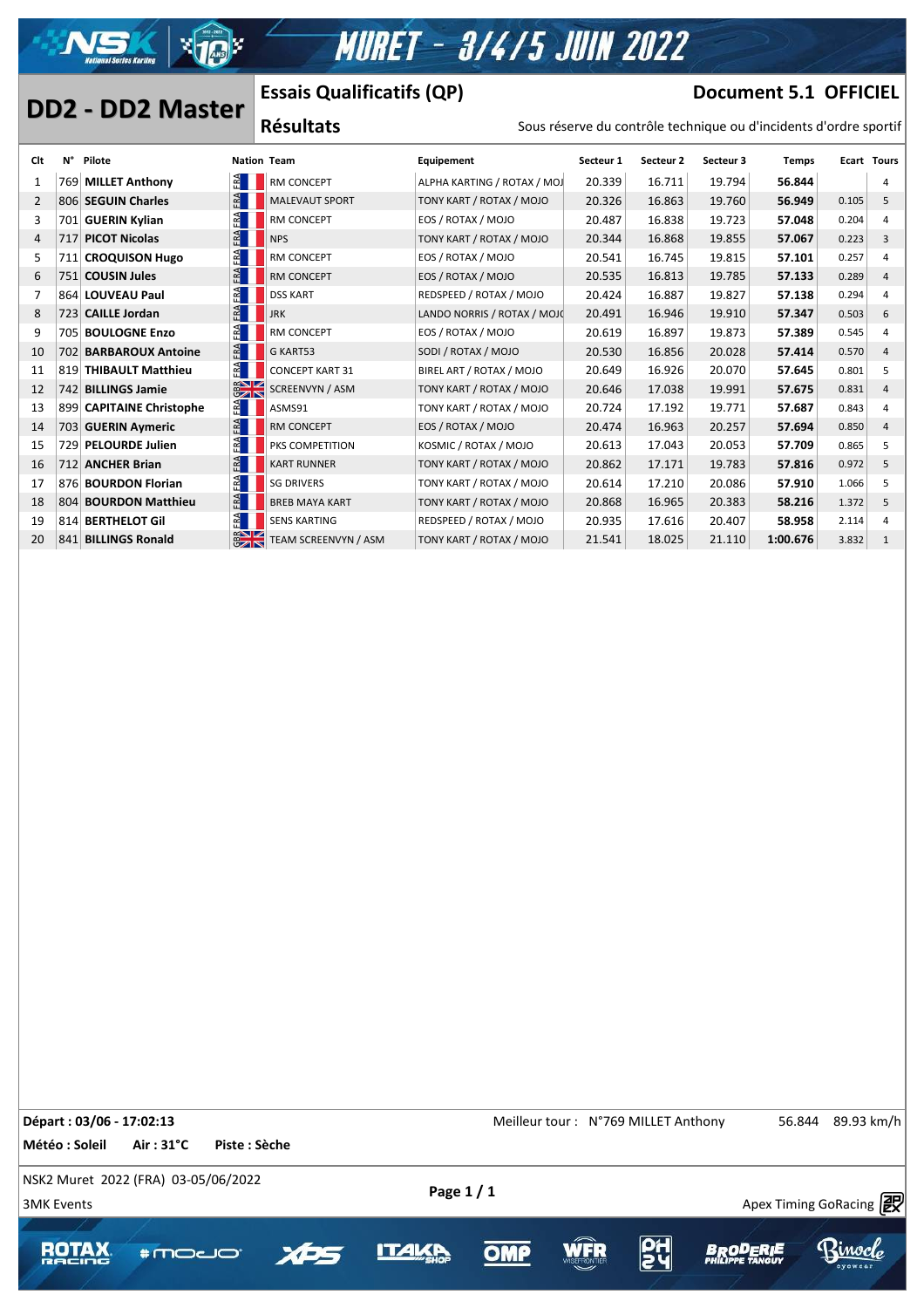# MURET - 3/4/5 JUIN 2022

## DD2 - DD2 Master

### Essais Qualificatifs (QP)

### Résultats

**Document 5.1 OFFICIEL**

Sous réserve du contrôle technique ou d'incidents d'ordre sportif

| Clt | N° | Pilote | Nation | Team | Equipement | Secteur 1 | Secteur 2 | Secteur 3 | Temps | Ecart | Tours |
|---|---|---|---|---|---|---|---|---|---|---|---|
| 1 | 769 | **MILLET Anthony** | FRA | RM CONCEPT | ALPHA KARTING / ROTAX / MOJ | 20.339 | 16.711 | 19.794 | **56.844** | | 4 |
| 2 | 806 | **SEGUIN Charles** | FRA | MALEVAUT SPORT | TONY KART / ROTAX / MOJO | 20.326 | 16.863 | 19.760 | **56.949** | 0.105 | 5 |
| 3 | 701 | **GUERIN Kylian** | FRA | RM CONCEPT | EOS / ROTAX / MOJO | 20.487 | 16.838 | 19.723 | **57.048** | 0.204 | 4 |
| 4 | 717 | **PICOT Nicolas** | FRA | NPS | TONY KART / ROTAX / MOJO | 20.344 | 16.868 | 19.855 | **57.067** | 0.223 | 3 |
| 5 | 711 | **CROQUISON Hugo** | FRA | RM CONCEPT | EOS / ROTAX / MOJO | 20.541 | 16.745 | 19.815 | **57.101** | 0.257 | 4 |
| 6 | 751 | **COUSIN Jules** | FRA | RM CONCEPT | EOS / ROTAX / MOJO | 20.535 | 16.813 | 19.785 | **57.133** | 0.289 | 4 |
| 7 | 864 | **LOUVEAU Paul** | FRA | DSS KART | REDSPEED / ROTAX / MOJO | 20.424 | 16.887 | 19.827 | **57.138** | 0.294 | 4 |
| 8 | 723 | **CAILLE Jordan** | FRA | JRK | LANDO NORRIS / ROTAX / MOJC | 20.491 | 16.946 | 19.910 | **57.347** | 0.503 | 6 |
| 9 | 705 | **BOULOGNE Enzo** | FRA | RM CONCEPT | EOS / ROTAX / MOJO | 20.619 | 16.897 | 19.873 | **57.389** | 0.545 | 4 |
| 10 | 702 | **BARBAROUX Antoine** | FRA | G KART53 | SODI / ROTAX / MOJO | 20.530 | 16.856 | 20.028 | **57.414** | 0.570 | 4 |
| 11 | 819 | **THIBAULT Matthieu** | FRA | CONCEPT KART 31 | BIREL ART / ROTAX / MOJO | 20.649 | 16.926 | 20.070 | **57.645** | 0.801 | 5 |
| 12 | 742 | **BILLINGS Jamie** | GBR | SCREENVYN / ASM | TONY KART / ROTAX / MOJO | 20.646 | 17.038 | 19.991 | **57.675** | 0.831 | 4 |
| 13 | 899 | **CAPITAINE Christophe** | FRA | ASMS91 | TONY KART / ROTAX / MOJO | 20.724 | 17.192 | 19.771 | **57.687** | 0.843 | 4 |
| 14 | 703 | **GUERIN Aymeric** | FRA | RM CONCEPT | EOS / ROTAX / MOJO | 20.474 | 16.963 | 20.257 | **57.694** | 0.850 | 4 |
| 15 | 729 | **PELOURDE Julien** | FRA | PKS COMPETITION | KOSMIC / ROTAX / MOJO | 20.613 | 17.043 | 20.053 | **57.709** | 0.865 | 5 |
| 16 | 712 | **ANCHER Brian** | FRA | KART RUNNER | TONY KART / ROTAX / MOJO | 20.862 | 17.171 | 19.783 | **57.816** | 0.972 | 5 |
| 17 | 876 | **BOURDON Florian** | FRA | SG DRIVERS | TONY KART / ROTAX / MOJO | 20.614 | 17.210 | 20.086 | **57.910** | 1.066 | 5 |
| 18 | 804 | **BOURDON Matthieu** | FRA | BREB MAYA KART | TONY KART / ROTAX / MOJO | 20.868 | 16.965 | 20.383 | **58.216** | 1.372 | 5 |
| 19 | 814 | **BERTHELOT Gil** | FRA | SENS KARTING | REDSPEED / ROTAX / MOJO | 20.935 | 17.616 | 20.407 | **58.958** | 2.114 | 4 |
| 20 | 841 | **BILLINGS Ronald** | GBR | TEAM SCREENVYN / ASM | TONY KART / ROTAX / MOJO | 21.541 | 18.025 | 21.110 | **1:00.676** | 3.832 | 1 |

**Départ : 03/06 - 17:02:13**

Meilleur tour : N°769 MILLET Anthony 56.844 89.93 km/h

**Météo : Soleil** **Air : 31°C** **Piste : Sèche**

NSK2 Muret 2022 (FRA) 03-05/06/2022

3MK Events

Apex Timing GoRacing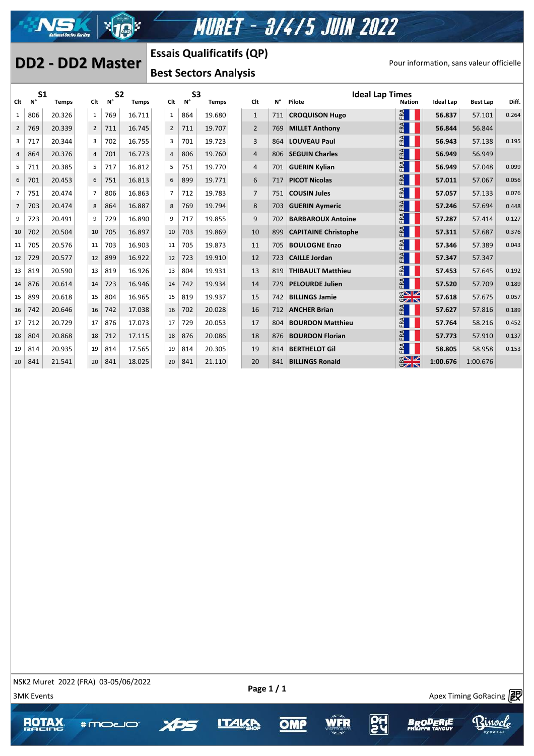# MURET - 3/4/5 JUIN 2022

## DD2 - DD2 Master

### Essais Qualificatifs (QP)

### Best Sectors Analysis

Pour information, sans valeur officielle

| S1 | | | S2 | | | S3 | | | Ideal Lap Times | | | | | | |
|---|---|---|---|---|---|---|---|---|---|---|---|---|---|---|---|
| Clt | N° | Temps | Clt | N° | Temps | Clt | N° | Temps | Clt | N° | Pilote | Nation | Ideal Lap | Best Lap | Diff. |
| 1 | 806 | 20.326 | 1 | 769 | 16.711 | 1 | 864 | 19.680 | 1 | 711 | **CROQUISON Hugo** | FRA | **56.837** | 57.101 | 0.264 |
| 2 | 769 | 20.339 | 2 | 711 | 16.745 | 2 | 711 | 19.707 | 2 | 769 | **MILLET Anthony** | FRA | **56.844** | 56.844 | |
| 3 | 717 | 20.344 | 3 | 702 | 16.755 | 3 | 701 | 19.723 | 3 | 864 | **LOUVEAU Paul** | FRA | **56.943** | 57.138 | 0.195 |
| 4 | 864 | 20.376 | 4 | 701 | 16.773 | 4 | 806 | 19.760 | 4 | 806 | **SEGUIN Charles** | FRA | **56.949** | 56.949 | |
| 5 | 711 | 20.385 | 5 | 717 | 16.812 | 5 | 751 | 19.770 | 4 | 701 | **GUERIN Kylian** | FRA | **56.949** | 57.048 | 0.099 |
| 6 | 701 | 20.453 | 6 | 751 | 16.813 | 6 | 899 | 19.771 | 6 | 717 | **PICOT Nicolas** | FRA | **57.011** | 57.067 | 0.056 |
| 7 | 751 | 20.474 | 7 | 806 | 16.863 | 7 | 712 | 19.783 | 7 | 751 | **COUSIN Jules** | FRA | **57.057** | 57.133 | 0.076 |
| 7 | 703 | 20.474 | 8 | 864 | 16.887 | 8 | 769 | 19.794 | 8 | 703 | **GUERIN Aymeric** | FRA | **57.246** | 57.694 | 0.448 |
| 9 | 723 | 20.491 | 9 | 729 | 16.890 | 9 | 717 | 19.855 | 9 | 702 | **BARBAROUX Antoine** | FRA | **57.287** | 57.414 | 0.127 |
| 10 | 702 | 20.504 | 10 | 705 | 16.897 | 10 | 703 | 19.869 | 10 | 899 | **CAPITAINE Christophe** | FRA | **57.311** | 57.687 | 0.376 |
| 11 | 705 | 20.576 | 11 | 703 | 16.903 | 11 | 705 | 19.873 | 11 | 705 | **BOULOGNE Enzo** | FRA | **57.346** | 57.389 | 0.043 |
| 12 | 729 | 20.577 | 12 | 899 | 16.922 | 12 | 723 | 19.910 | 12 | 723 | **CAILLE Jordan** | FRA | **57.347** | 57.347 | |
| 13 | 819 | 20.590 | 13 | 819 | 16.926 | 13 | 804 | 19.931 | 13 | 819 | **THIBAULT Matthieu** | FRA | **57.453** | 57.645 | 0.192 |
| 14 | 876 | 20.614 | 14 | 723 | 16.946 | 14 | 742 | 19.934 | 14 | 729 | **PELOURDE Julien** | FRA | **57.520** | 57.709 | 0.189 |
| 15 | 899 | 20.618 | 15 | 804 | 16.965 | 15 | 819 | 19.937 | 15 | 742 | **BILLINGS Jamie** | GBR | **57.618** | 57.675 | 0.057 |
| 16 | 742 | 20.646 | 16 | 742 | 17.038 | 16 | 702 | 20.028 | 16 | 712 | **ANCHER Brian** | FRA | **57.627** | 57.816 | 0.189 |
| 17 | 712 | 20.729 | 17 | 876 | 17.073 | 17 | 729 | 20.053 | 17 | 804 | **BOURDON Matthieu** | FRA | **57.764** | 58.216 | 0.452 |
| 18 | 804 | 20.868 | 18 | 712 | 17.115 | 18 | 876 | 20.086 | 18 | 876 | **BOURDON Florian** | FRA | **57.773** | 57.910 | 0.137 |
| 19 | 814 | 20.935 | 19 | 814 | 17.565 | 19 | 814 | 20.305 | 19 | 814 | **BERTHELOT Gil** | FRA | **58.805** | 58.958 | 0.153 |
| 20 | 841 | 21.541 | 20 | 841 | 18.025 | 20 | 841 | 21.110 | 20 | 841 | **BILLINGS Ronald** | GBR | **1:00.676** | 1:00.676 | |

NSK2 Muret 2022 (FRA) 03-05/06/2022

3MK Events

Apex Timing GoRacing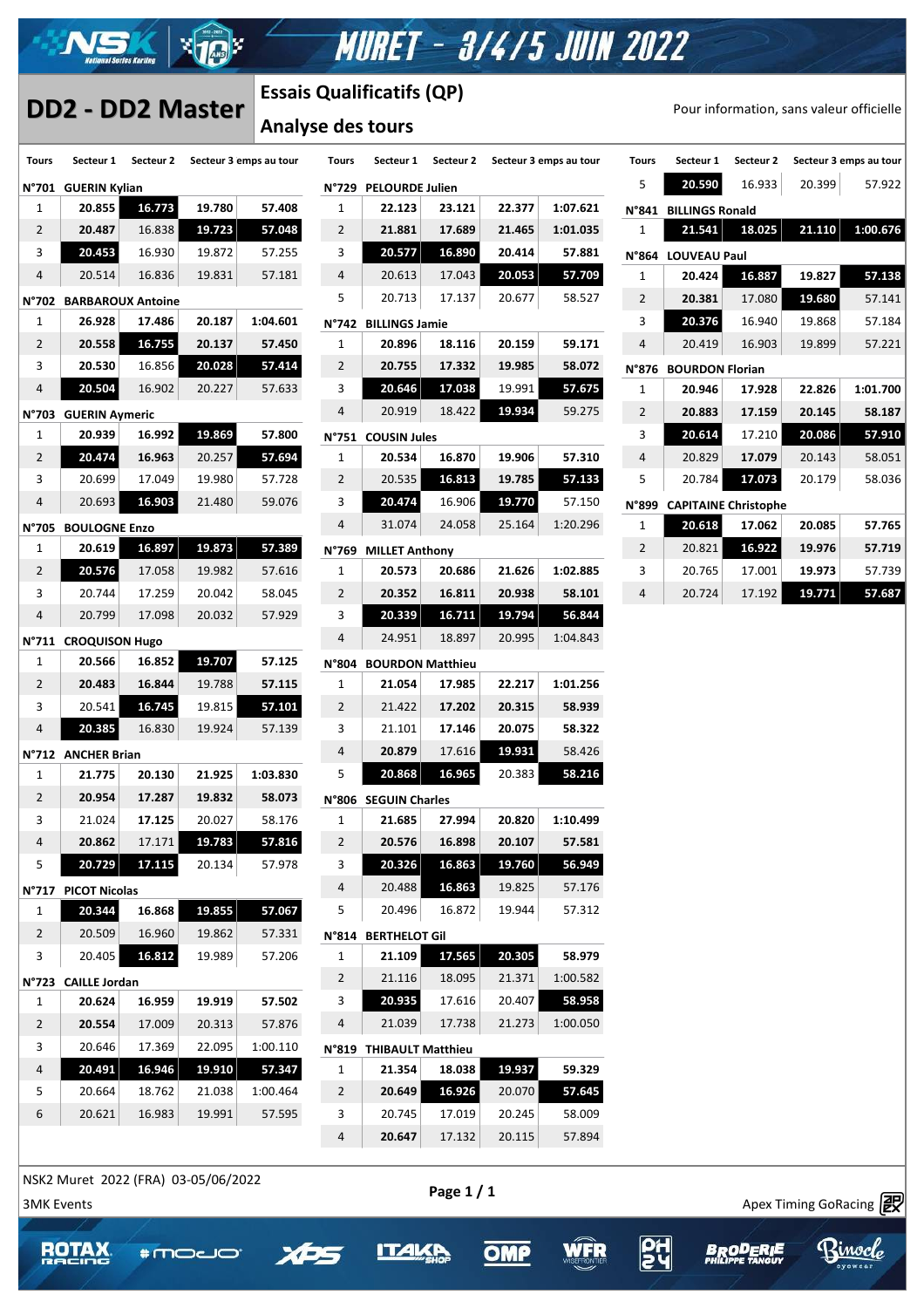# MURET - 3/4/5 JUIN 2022

## DD2 - DD2 Master

**Essais Qualificatifs (QP)**

**Analyse des tours**

Pour information, sans valeur officielle

**N°701 GUERIN Kylian**

| Tours | Secteur 1 | Secteur 2 | Secteur 3 | Temps au tour |
|---|---|---|---|---|
| 1 | 20.855 | 16.773 | 19.780 | 57.408 |
| 2 | 20.487 | 16.838 | 19.723 | 57.048 |
| 3 | 20.453 | 16.930 | 19.872 | 57.255 |
| 4 | 20.514 | 16.836 | 19.831 | 57.181 |

**N°702 BARBAROUX Antoine**

| Tours | Secteur 1 | Secteur 2 | Secteur 3 | Temps au tour |
|---|---|---|---|---|
| 1 | 26.928 | 17.486 | 20.187 | 1:04.601 |
| 2 | 20.558 | 16.755 | 20.137 | 57.450 |
| 3 | 20.530 | 16.856 | 20.028 | 57.414 |
| 4 | 20.504 | 16.902 | 20.227 | 57.633 |

**N°703 GUERIN Aymeric**

| Tours | Secteur 1 | Secteur 2 | Secteur 3 | Temps au tour |
|---|---|---|---|---|
| 1 | 20.939 | 16.992 | 19.869 | 57.800 |
| 2 | 20.474 | 16.963 | 20.257 | 57.694 |
| 3 | 20.699 | 17.049 | 19.980 | 57.728 |
| 4 | 20.693 | 16.903 | 21.480 | 59.076 |

**N°705 BOULOGNE Enzo**

| Tours | Secteur 1 | Secteur 2 | Secteur 3 | Temps au tour |
|---|---|---|---|---|
| 1 | 20.619 | 16.897 | 19.873 | 57.389 |
| 2 | 20.576 | 17.058 | 19.982 | 57.616 |
| 3 | 20.744 | 17.259 | 20.042 | 58.045 |
| 4 | 20.799 | 17.098 | 20.032 | 57.929 |

**N°711 CROQUISON Hugo**

| Tours | Secteur 1 | Secteur 2 | Secteur 3 | Temps au tour |
|---|---|---|---|---|
| 1 | 20.566 | 16.852 | 19.707 | 57.125 |
| 2 | 20.483 | 16.844 | 19.788 | 57.115 |
| 3 | 20.541 | 16.745 | 19.815 | 57.101 |
| 4 | 20.385 | 16.830 | 19.924 | 57.139 |

**N°712 ANCHER Brian**

| Tours | Secteur 1 | Secteur 2 | Secteur 3 | Temps au tour |
|---|---|---|---|---|
| 1 | 21.775 | 20.130 | 21.925 | 1:03.830 |
| 2 | 20.954 | 17.287 | 19.832 | 58.073 |
| 3 | 21.024 | 17.125 | 20.027 | 58.176 |
| 4 | 20.862 | 17.171 | 19.783 | 57.816 |
| 5 | 20.729 | 17.115 | 20.134 | 57.978 |

**N°717 PICOT Nicolas**

| Tours | Secteur 1 | Secteur 2 | Secteur 3 | Temps au tour |
|---|---|---|---|---|
| 1 | 20.344 | 16.868 | 19.855 | 57.067 |
| 2 | 20.509 | 16.960 | 19.862 | 57.331 |
| 3 | 20.405 | 16.812 | 19.989 | 57.206 |

**N°723 CAILLE Jordan**

| Tours | Secteur 1 | Secteur 2 | Secteur 3 | Temps au tour |
|---|---|---|---|---|
| 1 | 20.624 | 16.959 | 19.919 | 57.502 |
| 2 | 20.554 | 17.009 | 20.313 | 57.876 |
| 3 | 20.646 | 17.369 | 22.095 | 1:00.110 |
| 4 | 20.491 | 16.946 | 19.910 | 57.347 |
| 5 | 20.664 | 18.762 | 21.038 | 1:00.464 |
| 6 | 20.621 | 16.983 | 19.991 | 57.595 |

**N°729 PELOURDE Julien**

| Tours | Secteur 1 | Secteur 2 | Secteur 3 | Temps au tour |
|---|---|---|---|---|
| 1 | 22.123 | 23.121 | 22.377 | 1:07.621 |
| 2 | 21.881 | 17.689 | 21.465 | 1:01.035 |
| 3 | 20.577 | 16.890 | 20.414 | 57.881 |
| 4 | 20.613 | 17.043 | 20.053 | 57.709 |
| 5 | 20.713 | 17.137 | 20.677 | 58.527 |

**N°742 BILLINGS Jamie**

| Tours | Secteur 1 | Secteur 2 | Secteur 3 | Temps au tour |
|---|---|---|---|---|
| 1 | 20.896 | 18.116 | 20.159 | 59.171 |
| 2 | 20.755 | 17.332 | 19.985 | 58.072 |
| 3 | 20.646 | 17.038 | 19.991 | 57.675 |
| 4 | 20.919 | 18.422 | 19.934 | 59.275 |

**N°751 COUSIN Jules**

| Tours | Secteur 1 | Secteur 2 | Secteur 3 | Temps au tour |
|---|---|---|---|---|
| 1 | 20.534 | 16.870 | 19.906 | 57.310 |
| 2 | 20.535 | 16.813 | 19.785 | 57.133 |
| 3 | 20.474 | 16.906 | 19.770 | 57.150 |
| 4 | 31.074 | 24.058 | 25.164 | 1:20.296 |

**N°769 MILLET Anthony**

| Tours | Secteur 1 | Secteur 2 | Secteur 3 | Temps au tour |
|---|---|---|---|---|
| 1 | 20.573 | 20.686 | 21.626 | 1:02.885 |
| 2 | 20.352 | 16.811 | 20.938 | 58.101 |
| 3 | 20.339 | 16.711 | 19.794 | 56.844 |
| 4 | 24.951 | 18.897 | 20.995 | 1:04.843 |

**N°804 BOURDON Matthieu**

| Tours | Secteur 1 | Secteur 2 | Secteur 3 | Temps au tour |
|---|---|---|---|---|
| 1 | 21.054 | 17.985 | 22.217 | 1:01.256 |
| 2 | 21.422 | 17.202 | 20.315 | 58.939 |
| 3 | 21.101 | 17.146 | 20.075 | 58.322 |
| 4 | 20.879 | 17.616 | 19.931 | 58.426 |
| 5 | 20.868 | 16.965 | 20.383 | 58.216 |

**N°806 SEGUIN Charles**

| Tours | Secteur 1 | Secteur 2 | Secteur 3 | Temps au tour |
|---|---|---|---|---|
| 1 | 21.685 | 27.994 | 20.820 | 1:10.499 |
| 2 | 20.576 | 16.898 | 20.107 | 57.581 |
| 3 | 20.326 | 16.863 | 19.760 | 56.949 |
| 4 | 20.488 | 16.863 | 19.825 | 57.176 |
| 5 | 20.496 | 16.872 | 19.944 | 57.312 |

**N°814 BERTHELOT Gil**

| Tours | Secteur 1 | Secteur 2 | Secteur 3 | Temps au tour |
|---|---|---|---|---|
| 1 | 21.109 | 17.565 | 20.305 | 58.979 |
| 2 | 21.116 | 18.095 | 21.371 | 1:00.582 |
| 3 | 20.935 | 17.616 | 20.407 | 58.958 |
| 4 | 21.039 | 17.738 | 21.273 | 1:00.050 |

**N°819 THIBAULT Matthieu**

| Tours | Secteur 1 | Secteur 2 | Secteur 3 | Temps au tour |
|---|---|---|---|---|
| 1 | 21.354 | 18.038 | 19.937 | 59.329 |
| 2 | 20.649 | 16.926 | 20.070 | 57.645 |
| 3 | 20.745 | 17.019 | 20.245 | 58.009 |
| 4 | 20.647 | 17.132 | 20.115 | 57.894 |
| 5 | 20.590 | 16.933 | 20.399 | 57.922 |

**N°841 BILLINGS Ronald**

| Tours | Secteur 1 | Secteur 2 | Secteur 3 | Temps au tour |
|---|---|---|---|---|
| 1 | 21.541 | 18.025 | 21.110 | 1:00.676 |

**N°864 LOUVEAU Paul**

| Tours | Secteur 1 | Secteur 2 | Secteur 3 | Temps au tour |
|---|---|---|---|---|
| 1 | 20.424 | 16.887 | 19.827 | 57.138 |
| 2 | 20.381 | 17.080 | 19.680 | 57.141 |
| 3 | 20.376 | 16.940 | 19.868 | 57.184 |
| 4 | 20.419 | 16.903 | 19.899 | 57.221 |

**N°876 BOURDON Florian**

| Tours | Secteur 1 | Secteur 2 | Secteur 3 | Temps au tour |
|---|---|---|---|---|
| 1 | 20.946 | 17.928 | 22.826 | 1:01.700 |
| 2 | 20.883 | 17.159 | 20.145 | 58.187 |
| 3 | 20.614 | 17.210 | 20.086 | 57.910 |
| 4 | 20.829 | 17.079 | 20.143 | 58.051 |
| 5 | 20.784 | 17.073 | 20.179 | 58.036 |

**N°899 CAPITAINE Christophe**

| Tours | Secteur 1 | Secteur 2 | Secteur 3 | Temps au tour |
|---|---|---|---|---|
| 1 | 20.618 | 17.062 | 20.085 | 57.765 |
| 2 | 20.821 | 16.922 | 19.976 | 57.719 |
| 3 | 20.765 | 17.001 | 19.973 | 57.739 |
| 4 | 20.724 | 17.192 | 19.771 | 57.687 |

NSK2 Muret 2022 (FRA) 03-05/06/2022

3MK Events

Apex Timing GoRacing